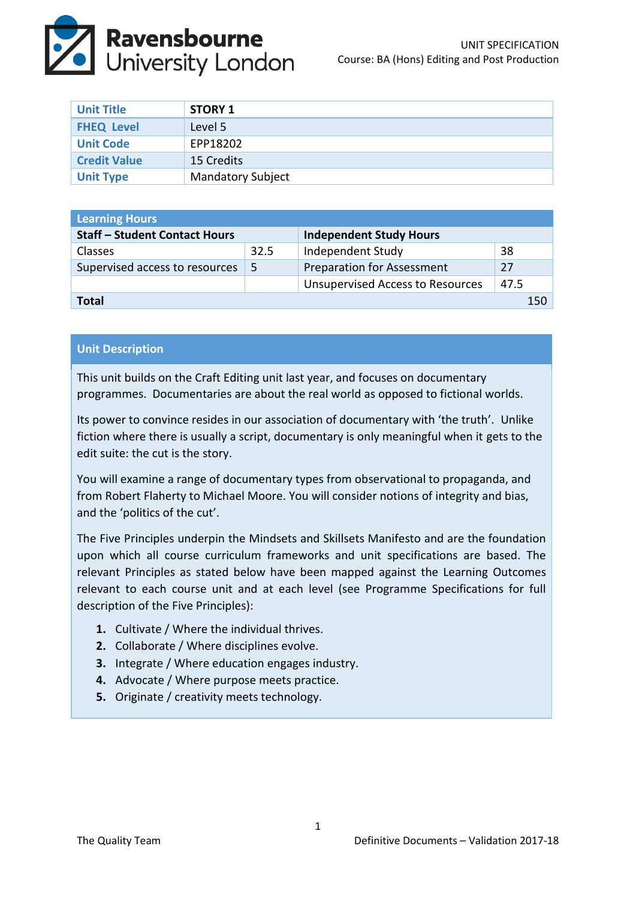Ravensbourne University London

UNIT SPECIFICATION
Course: BA (Hons) Editing and Post Production

| Unit Title | STORY 1 |
|---|---|
| FHEQ Level | Level 5 |
| Unit Code | EPP18202 |
| Credit Value | 15 Credits |
| Unit Type | Mandatory Subject |

| Learning Hours | | | |
|---|---|---|---|
| **Staff – Student Contact Hours** | | **Independent Study Hours** | |
| Classes | 32.5 | Independent Study | 38 |
| Supervised access to resources | 5 | Preparation for Assessment | 27 |
| | | Unsupervised Access to Resources | 47.5 |
| **Total** | | | 150 |

## Unit Description

This unit builds on the Craft Editing unit last year, and focuses on documentary programmes. Documentaries are about the real world as opposed to fictional worlds.

Its power to convince resides in our association of documentary with 'the truth'. Unlike fiction where there is usually a script, documentary is only meaningful when it gets to the edit suite: the cut is the story.

You will examine a range of documentary types from observational to propaganda, and from Robert Flaherty to Michael Moore. You will consider notions of integrity and bias, and the 'politics of the cut'.

The Five Principles underpin the Mindsets and Skillsets Manifesto and are the foundation upon which all course curriculum frameworks and unit specifications are based. The relevant Principles as stated below have been mapped against the Learning Outcomes relevant to each course unit and at each level (see Programme Specifications for full description of the Five Principles):

1. Cultivate / Where the individual thrives.
2. Collaborate / Where disciplines evolve.
3. Integrate / Where education engages industry.
4. Advocate / Where purpose meets practice.
5. Originate / creativity meets technology.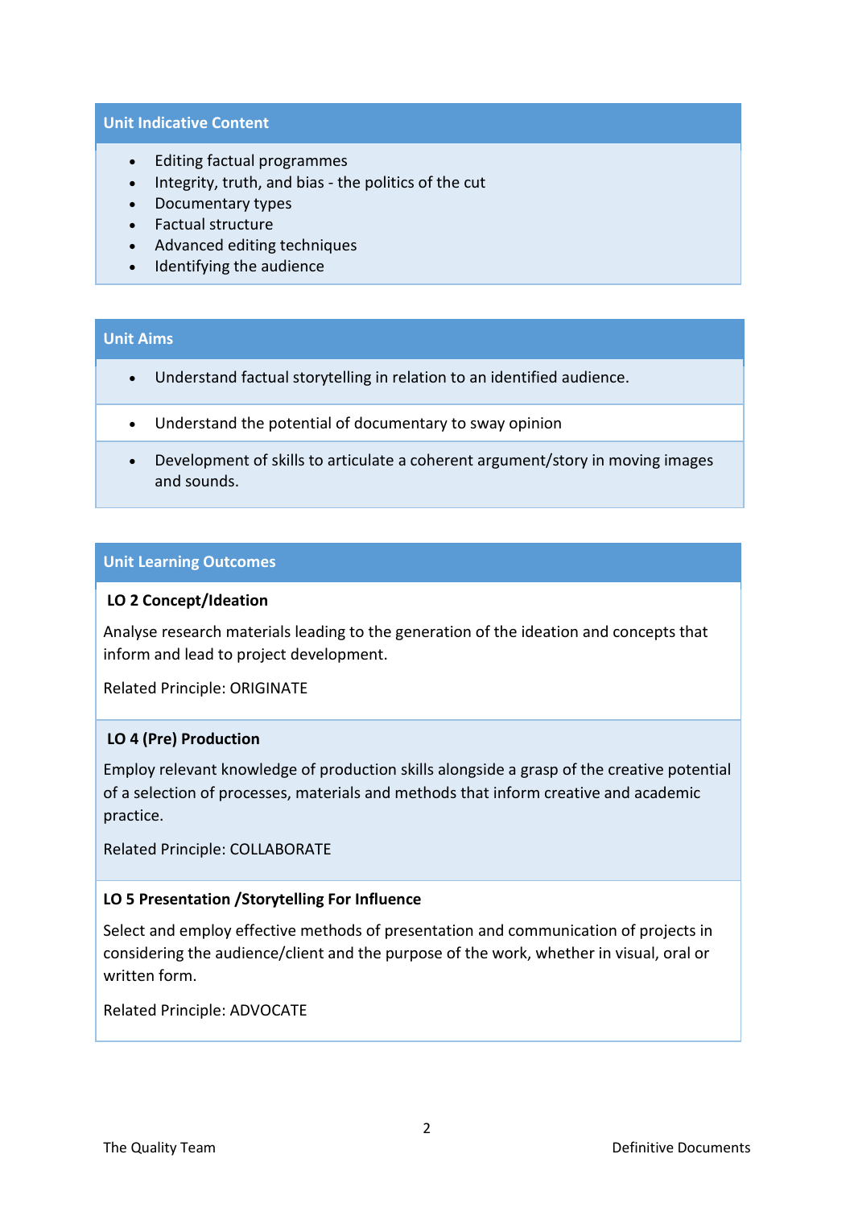## Unit Indicative Content

- Editing factual programmes
- Integrity, truth, and bias - the politics of the cut
- Documentary types
- Factual structure
- Advanced editing techniques
- Identifying the audience

## Unit Aims

- Understand factual storytelling in relation to an identified audience.
- Understand the potential of documentary to sway opinion
- Development of skills to articulate a coherent argument/story in moving images and sounds.

## Unit Learning Outcomes

**LO 2 Concept/Ideation**

Analyse research materials leading to the generation of the ideation and concepts that inform and lead to project development.

Related Principle: ORIGINATE

**LO 4 (Pre) Production**

Employ relevant knowledge of production skills alongside a grasp of the creative potential of a selection of processes, materials and methods that inform creative and academic practice.

Related Principle: COLLABORATE

**LO 5 Presentation /Storytelling For Influence**

Select and employ effective methods of presentation and communication of projects in considering the audience/client and the purpose of the work, whether in visual, oral or written form.

Related Principle: ADVOCATE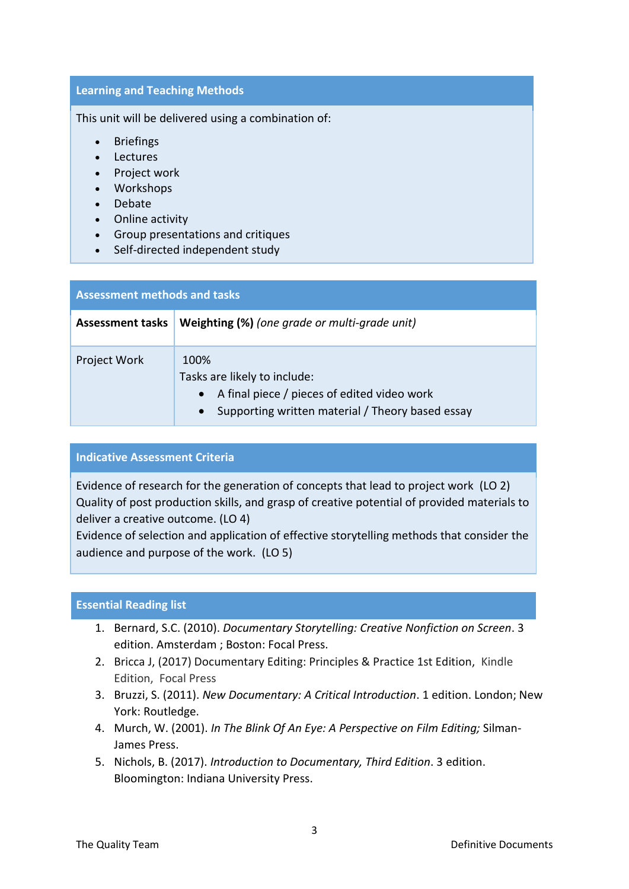## Learning and Teaching Methods

This unit will be delivered using a combination of:

- Briefings
- Lectures
- Project work
- Workshops
- Debate
- Online activity
- Group presentations and critiques
- Self-directed independent study

## Assessment methods and tasks

| Assessment tasks | **Weighting (%)** *(one grade or multi-grade unit)* |
|---|---|
| Project Work | 100%<br>Tasks are likely to include:<br>• A final piece / pieces of edited video work<br>• Supporting written material / Theory based essay |

## Indicative Assessment Criteria

Evidence of research for the generation of concepts that lead to project work (LO 2)
Quality of post production skills, and grasp of creative potential of provided materials to deliver a creative outcome. (LO 4)
Evidence of selection and application of effective storytelling methods that consider the audience and purpose of the work. (LO 5)

## Essential Reading list

1. Bernard, S.C. (2010). *Documentary Storytelling: Creative Nonfiction on Screen*. 3 edition. Amsterdam ; Boston: Focal Press.
2. Bricca J, (2017) Documentary Editing: Principles & Practice 1st Edition, Kindle Edition, Focal Press
3. Bruzzi, S. (2011). *New Documentary: A Critical Introduction*. 1 edition. London; New York: Routledge.
4. Murch, W. (2001). *In The Blink Of An Eye: A Perspective on Film Editing;* Silman-James Press.
5. Nichols, B. (2017). *Introduction to Documentary, Third Edition*. 3 edition. Bloomington: Indiana University Press.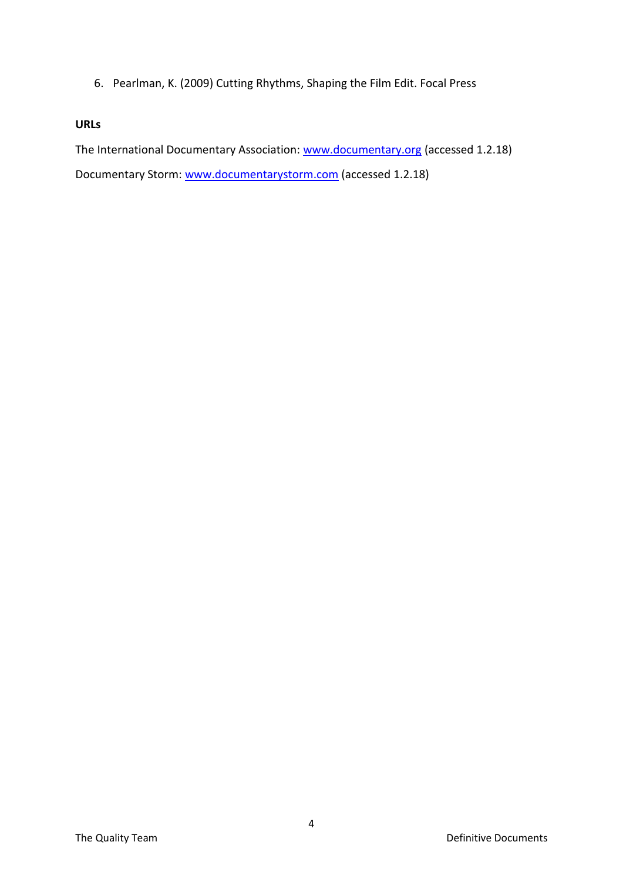6. Pearlman, K. (2009) Cutting Rhythms, Shaping the Film Edit. Focal Press

**URLs**

The International Documentary Association: [www.documentary.org](http://www.documentary.org) (accessed 1.2.18)

Documentary Storm: [www.documentarystorm.com](http://www.documentarystorm.com) (accessed 1.2.18)